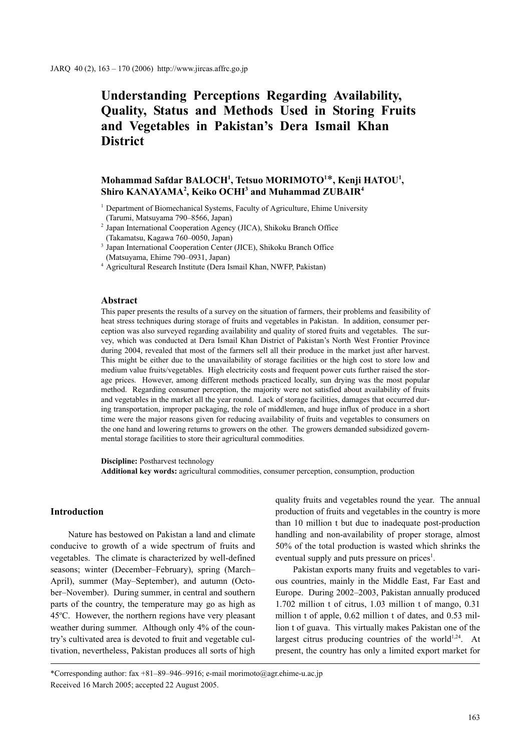# Understanding Perceptions Regarding Availability, Quality, Status and Methods Used in Storing Fruits and Vegetables in Pakistan's Dera Ismail Khan District

**Mohammad Safdar BALOCH[1], Tetsuo MORIMOTO[1]*, Kenji HATOU[1], Shiro KANAYAMA[2], Keiko OCHI[3] and Muhammad ZUBAIR[4]**

[1] Department of Biomechanical Systems, Faculty of Agriculture, Ehime University (Tarumi, Matsuyama 790–8566, Japan)

[2] Japan International Cooperation Agency (JICA), Shikoku Branch Office (Takamatsu, Kagawa 760–0050, Japan)

[3] Japan International Cooperation Center (JICE), Shikoku Branch Office (Matsuyama, Ehime 790–0931, Japan)

[4] Agricultural Research Institute (Dera Ismail Khan, NWFP, Pakistan)

## Abstract

This paper presents the results of a survey on the situation of farmers, their problems and feasibility of heat stress techniques during storage of fruits and vegetables in Pakistan. In addition, consumer perception was also surveyed regarding availability and quality of stored fruits and vegetables. The survey, which was conducted at Dera Ismail Khan District of Pakistan's North West Frontier Province during 2004, revealed that most of the farmers sell all their produce in the market just after harvest. This might be either due to the unavailability of storage facilities or the high cost to store low and medium value fruits/vegetables. High electricity costs and frequent power cuts further raised the storage prices. However, among different methods practiced locally, sun drying was the most popular method. Regarding consumer perception, the majority were not satisfied about availability of fruits and vegetables in the market all the year round. Lack of storage facilities, damages that occurred during transportation, improper packaging, the role of middlemen, and huge influx of produce in a short time were the major reasons given for reducing availability of fruits and vegetables to consumers on the one hand and lowering returns to growers on the other. The growers demanded subsidized governmental storage facilities to store their agricultural commodities.

**Discipline:** Postharvest technology
**Additional key words:** agricultural commodities, consumer perception, consumption, production

## Introduction

Nature has bestowed on Pakistan a land and climate conducive to growth of a wide spectrum of fruits and vegetables. The climate is characterized by well-defined seasons; winter (December–February), spring (March–April), summer (May–September), and autumn (October–November). During summer, in central and southern parts of the country, the temperature may go as high as 45°C. However, the northern regions have very pleasant weather during summer. Although only 4% of the country's cultivated area is devoted to fruit and vegetable cultivation, nevertheless, Pakistan produces all sorts of high quality fruits and vegetables round the year. The annual production of fruits and vegetables in the country is more than 10 million t but due to inadequate post-production handling and non-availability of proper storage, almost 50% of the total production is wasted which shrinks the eventual supply and puts pressure on prices[1].

Pakistan exports many fruits and vegetables to various countries, mainly in the Middle East, Far East and Europe. During 2002–2003, Pakistan annually produced 1.702 million t of citrus, 1.03 million t of mango, 0.31 million t of apple, 0.62 million t of dates, and 0.53 million t of guava. This virtually makes Pakistan one of the largest citrus producing countries of the world[1,24]. At present, the country has only a limited export market for

*Corresponding author: fax +81–89–946–9916; e-mail morimoto@agr.ehime-u.ac.jp
Received 16 March 2005; accepted 22 August 2005.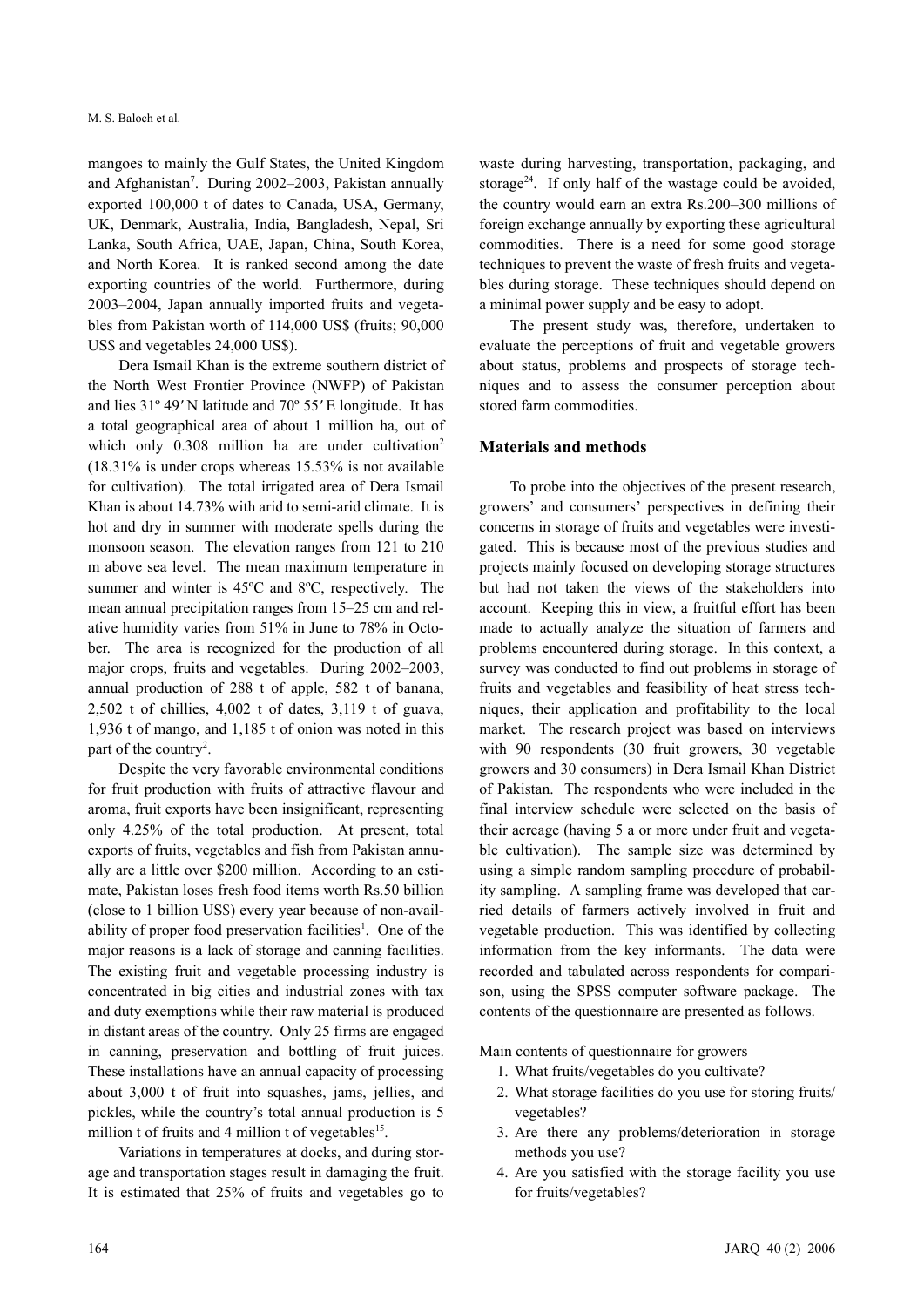mangoes to mainly the Gulf States, the United Kingdom and Afghanistan[7]. During 2002–2003, Pakistan annually exported 100,000 t of dates to Canada, USA, Germany, UK, Denmark, Australia, India, Bangladesh, Nepal, Sri Lanka, South Africa, UAE, Japan, China, South Korea, and North Korea. It is ranked second among the date exporting countries of the world. Furthermore, during 2003–2004, Japan annually imported fruits and vegetables from Pakistan worth of 114,000 US$ (fruits; 90,000 US$ and vegetables 24,000 US$).

Dera Ismail Khan is the extreme southern district of the North West Frontier Province (NWFP) of Pakistan and lies 31º 49′ N latitude and 70º 55′ E longitude. It has a total geographical area of about 1 million ha, out of which only 0.308 million ha are under cultivation[2] (18.31% is under crops whereas 15.53% is not available for cultivation). The total irrigated area of Dera Ismail Khan is about 14.73% with arid to semi-arid climate. It is hot and dry in summer with moderate spells during the monsoon season. The elevation ranges from 121 to 210 m above sea level. The mean maximum temperature in summer and winter is 45ºC and 8ºC, respectively. The mean annual precipitation ranges from 15–25 cm and relative humidity varies from 51% in June to 78% in October. The area is recognized for the production of all major crops, fruits and vegetables. During 2002–2003, annual production of 288 t of apple, 582 t of banana, 2,502 t of chillies, 4,002 t of dates, 3,119 t of guava, 1,936 t of mango, and 1,185 t of onion was noted in this part of the country[2].

Despite the very favorable environmental conditions for fruit production with fruits of attractive flavour and aroma, fruit exports have been insignificant, representing only 4.25% of the total production. At present, total exports of fruits, vegetables and fish from Pakistan annually are a little over $200 million. According to an estimate, Pakistan loses fresh food items worth Rs.50 billion (close to 1 billion US$) every year because of non-availability of proper food preservation facilities[1]. One of the major reasons is a lack of storage and canning facilities. The existing fruit and vegetable processing industry is concentrated in big cities and industrial zones with tax and duty exemptions while their raw material is produced in distant areas of the country. Only 25 firms are engaged in canning, preservation and bottling of fruit juices. These installations have an annual capacity of processing about 3,000 t of fruit into squashes, jams, jellies, and pickles, while the country's total annual production is 5 million t of fruits and 4 million t of vegetables[15].

Variations in temperatures at docks, and during storage and transportation stages result in damaging the fruit. It is estimated that 25% of fruits and vegetables go to waste during harvesting, transportation, packaging, and storage[24]. If only half of the wastage could be avoided, the country would earn an extra Rs.200–300 millions of foreign exchange annually by exporting these agricultural commodities. There is a need for some good storage techniques to prevent the waste of fresh fruits and vegetables during storage. These techniques should depend on a minimal power supply and be easy to adopt.

The present study was, therefore, undertaken to evaluate the perceptions of fruit and vegetable growers about status, problems and prospects of storage techniques and to assess the consumer perception about stored farm commodities.

## Materials and methods

To probe into the objectives of the present research, growers' and consumers' perspectives in defining their concerns in storage of fruits and vegetables were investigated. This is because most of the previous studies and projects mainly focused on developing storage structures but had not taken the views of the stakeholders into account. Keeping this in view, a fruitful effort has been made to actually analyze the situation of farmers and problems encountered during storage. In this context, a survey was conducted to find out problems in storage of fruits and vegetables and feasibility of heat stress techniques, their application and profitability to the local market. The research project was based on interviews with 90 respondents (30 fruit growers, 30 vegetable growers and 30 consumers) in Dera Ismail Khan District of Pakistan. The respondents who were included in the final interview schedule were selected on the basis of their acreage (having 5 a or more under fruit and vegetable cultivation). The sample size was determined by using a simple random sampling procedure of probability sampling. A sampling frame was developed that carried details of farmers actively involved in fruit and vegetable production. This was identified by collecting information from the key informants. The data were recorded and tabulated across respondents for comparison, using the SPSS computer software package. The contents of the questionnaire are presented as follows.

Main contents of questionnaire for growers

1. What fruits/vegetables do you cultivate?
2. What storage facilities do you use for storing fruits/vegetables?
3. Are there any problems/deterioration in storage methods you use?
4. Are you satisfied with the storage facility you use for fruits/vegetables?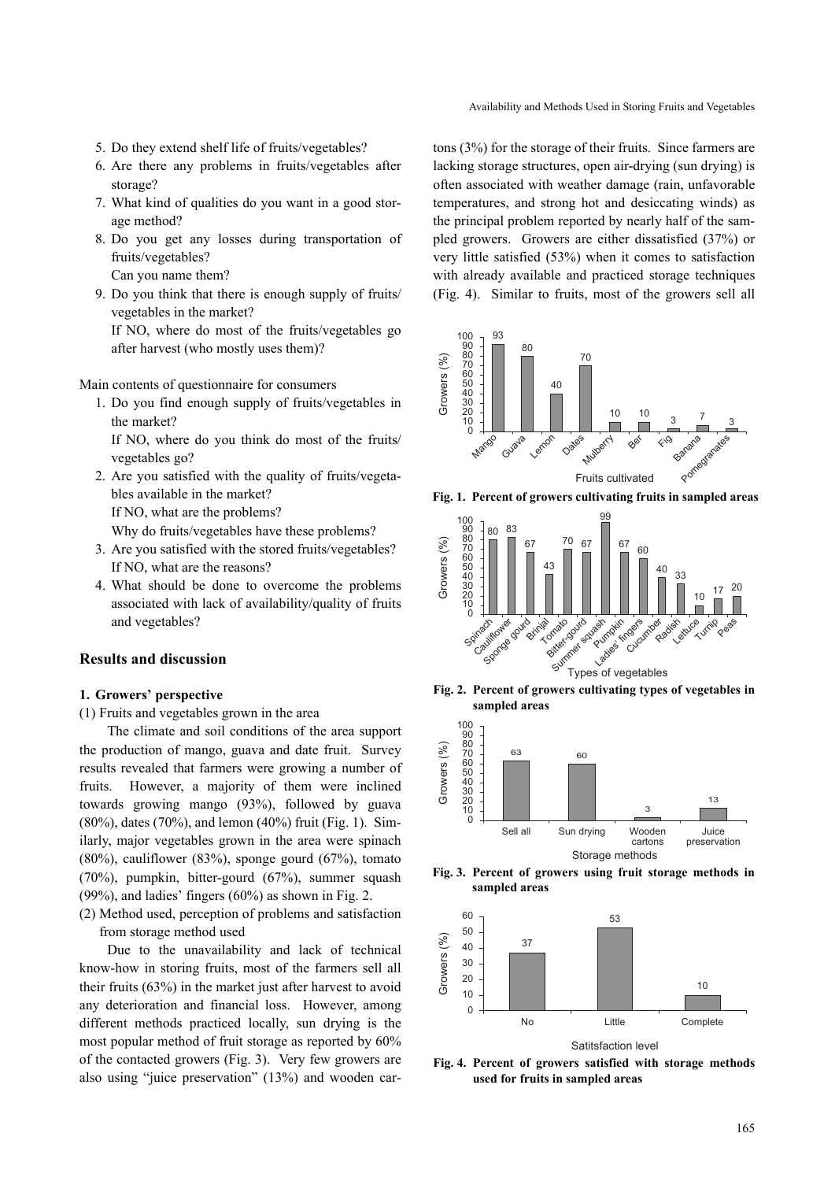5. Do they extend shelf life of fruits/vegetables?
6. Are there any problems in fruits/vegetables after storage?
7. What kind of qualities do you want in a good storage method?
8. Do you get any losses during transportation of fruits/vegetables?
   Can you name them?
9. Do you think that there is enough supply of fruits/vegetables in the market?
   If NO, where do most of the fruits/vegetables go after harvest (who mostly uses them)?

Main contents of questionnaire for consumers

1. Do you find enough supply of fruits/vegetables in the market?
   If NO, where do you think do most of the fruits/vegetables go?
2. Are you satisfied with the quality of fruits/vegetables available in the market?
   If NO, what are the problems?
   Why do fruits/vegetables have these problems?
3. Are you satisfied with the stored fruits/vegetables?
   If NO, what are the reasons?
4. What should be done to overcome the problems associated with lack of availability/quality of fruits and vegetables?

## Results and discussion

### 1. Growers' perspective

(1) Fruits and vegetables grown in the area

The climate and soil conditions of the area support the production of mango, guava and date fruit. Survey results revealed that farmers were growing a number of fruits. However, a majority of them were inclined towards growing mango (93%), followed by guava (80%), dates (70%), and lemon (40%) fruit (Fig. 1). Similarly, major vegetables grown in the area were spinach (80%), cauliflower (83%), sponge gourd (67%), tomato (70%), pumpkin, bitter-gourd (67%), summer squash (99%), and ladies' fingers (60%) as shown in Fig. 2.

(2) Method used, perception of problems and satisfaction from storage method used

Due to the unavailability and lack of technical know-how in storing fruits, most of the farmers sell all their fruits (63%) in the market just after harvest to avoid any deterioration and financial loss. However, among different methods practiced locally, sun drying is the most popular method of fruit storage as reported by 60% of the contacted growers (Fig. 3). Very few growers are also using "juice preservation" (13%) and wooden cartons (3%) for the storage of their fruits. Since farmers are lacking storage structures, open air-drying (sun drying) is often associated with weather damage (rain, unfavorable temperatures, and strong hot and desiccating winds) as the principal problem reported by nearly half of the sampled growers. Growers are either dissatisfied (37%) or very little satisfied (53%) when it comes to satisfaction with already available and practiced storage techniques (Fig. 4). Similar to fruits, most of the growers sell all

| Fruits cultivated | Mango | Guava | Lemon | Dates | Mulberry | Ber | Fig | Banana | Pomegranates |
|---|---|---|---|---|---|---|---|---|---|
| Growers (%) | 93 | 80 | 40 | 70 | 10 | 10 | 3 | 7 | 3 |

**Fig. 1. Percent of growers cultivating fruits in sampled areas**

| Types of vegetables | Spinach | Cauliflower | Sponge gourd | Brinjal | Tomato | Bitter-gourd | Summer squash | Pumpkin | Ladies' fingers | Cucumber | Radish | Lettuce | Turnip | Peas |
|---|---|---|---|---|---|---|---|---|---|---|---|---|---|---|
| Growers (%) | 80 | 83 | 67 | 43 | 70 | 67 | 99 | 67 | 60 | 40 | 33 | 10 | 17 | 20 |

**Fig. 2. Percent of growers cultivating types of vegetables in sampled areas**

| Storage methods | Sell all | Sun drying | Wooden cartons | Juice preservation |
|---|---|---|---|---|
| Growers (%) | 63 | 60 | 3 | 13 |

**Fig. 3. Percent of growers using fruit storage methods in sampled areas**

| Satitsfaction level | No | Little | Complete |
|---|---|---|---|
| Growers (%) | 37 | 53 | 10 |

**Fig. 4. Percent of growers satisfied with storage methods used for fruits in sampled areas**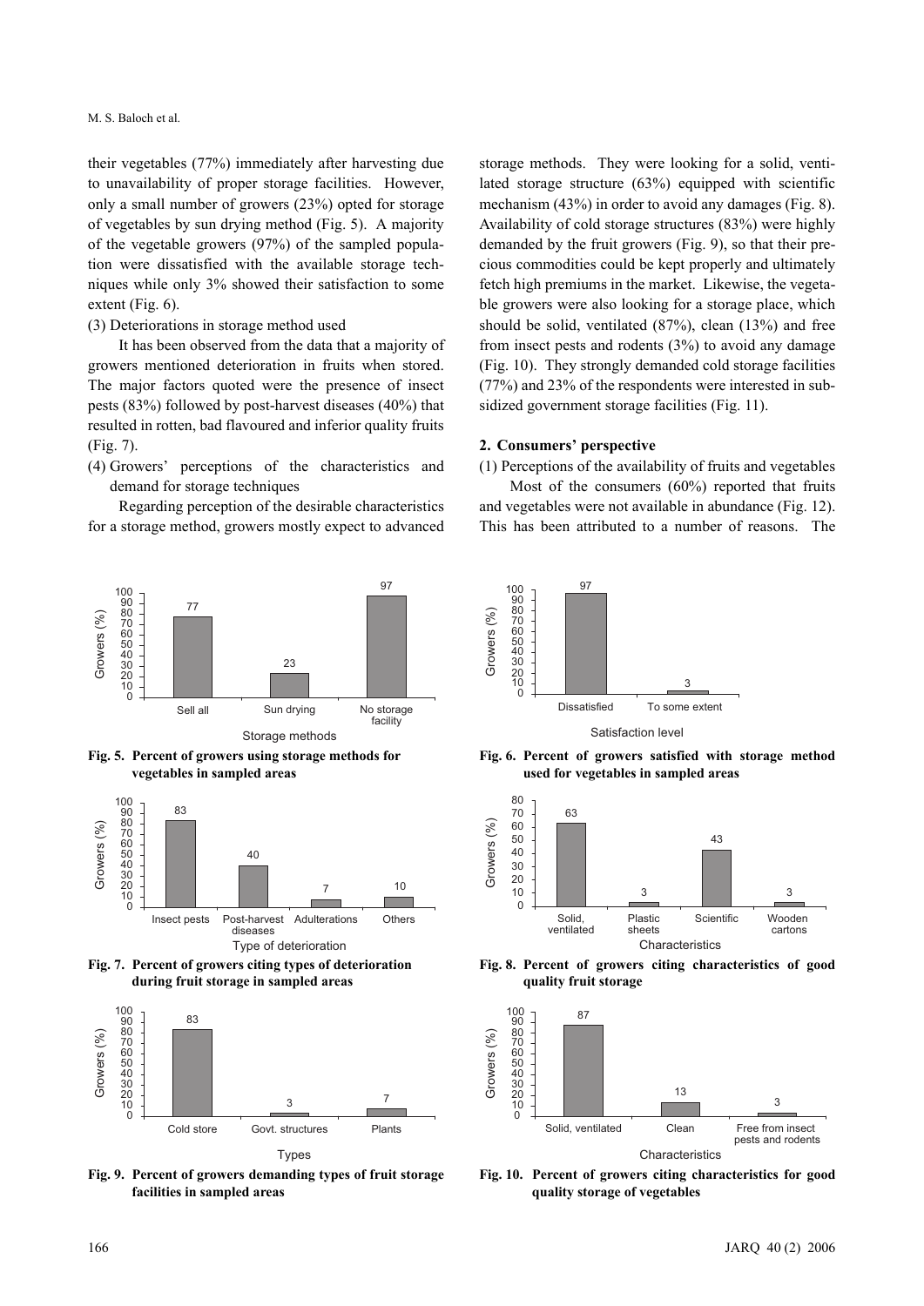their vegetables (77%) immediately after harvesting due to unavailability of proper storage facilities. However, only a small number of growers (23%) opted for storage of vegetables by sun drying method (Fig. 5). A majority of the vegetable growers (97%) of the sampled population were dissatisfied with the available storage techniques while only 3% showed their satisfaction to some extent (Fig. 6).

(3) Deteriorations in storage method used

It has been observed from the data that a majority of growers mentioned deterioration in fruits when stored. The major factors quoted were the presence of insect pests (83%) followed by post-harvest diseases (40%) that resulted in rotten, bad flavoured and inferior quality fruits (Fig. 7).

(4) Growers' perceptions of the characteristics and demand for storage techniques

Regarding perception of the desirable characteristics for a storage method, growers mostly expect to advanced storage methods. They were looking for a solid, ventilated storage structure (63%) equipped with scientific mechanism (43%) in order to avoid any damages (Fig. 8). Availability of cold storage structures (83%) were highly demanded by the fruit growers (Fig. 9), so that their precious commodities could be kept properly and ultimately fetch high premiums in the market. Likewise, the vegetable growers were also looking for a storage place, which should be solid, ventilated (87%), clean (13%) and free from insect pests and rodents (3%) to avoid any damage (Fig. 10). They strongly demanded cold storage facilities (77%) and 23% of the respondents were interested in subsidized government storage facilities (Fig. 11).

## 2. Consumers' perspective

(1) Perceptions of the availability of fruits and vegetables

Most of the consumers (60%) reported that fruits and vegetables were not available in abundance (Fig. 12). This has been attributed to a number of reasons. The

**Fig. 5. Percent of growers using storage methods for vegetables in sampled areas**

**Fig. 6. Percent of growers satisfied with storage method used for vegetables in sampled areas**

**Fig. 7. Percent of growers citing types of deterioration during fruit storage in sampled areas**

**Fig. 8. Percent of growers citing characteristics of good quality fruit storage**

**Fig. 9. Percent of growers demanding types of fruit storage facilities in sampled areas**

**Fig. 10. Percent of growers citing characteristics for good quality storage of vegetables**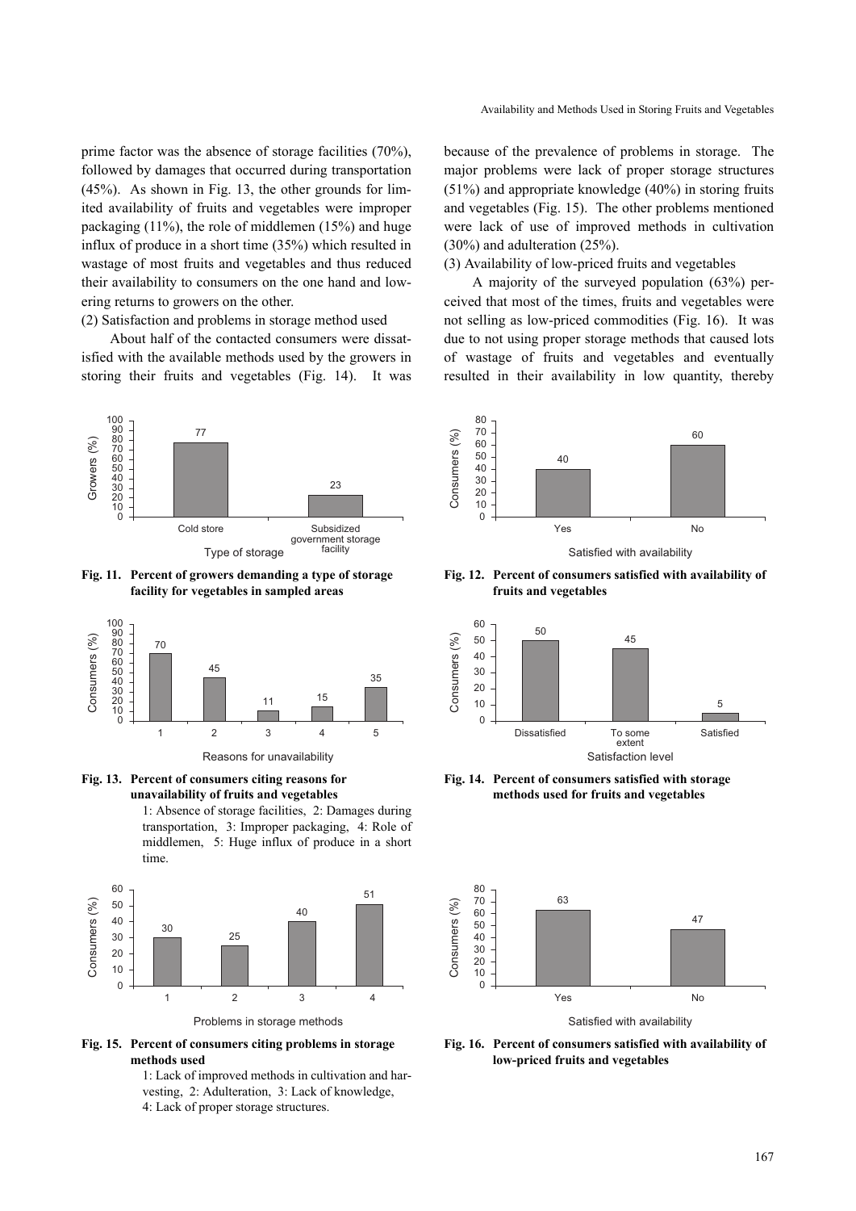prime factor was the absence of storage facilities (70%), followed by damages that occurred during transportation (45%). As shown in Fig. 13, the other grounds for limited availability of fruits and vegetables were improper packaging (11%), the role of middlemen (15%) and huge influx of produce in a short time (35%) which resulted in wastage of most fruits and vegetables and thus reduced their availability to consumers on the one hand and lowering returns to growers on the other.

(2) Satisfaction and problems in storage method used

About half of the contacted consumers were dissatisfied with the available methods used by the growers in storing their fruits and vegetables (Fig. 14). It was because of the prevalence of problems in storage. The major problems were lack of proper storage structures (51%) and appropriate knowledge (40%) in storing fruits and vegetables (Fig. 15). The other problems mentioned were lack of use of improved methods in cultivation (30%) and adulteration (25%).

(3) Availability of low-priced fruits and vegetables

A majority of the surveyed population (63%) perceived that most of the times, fruits and vegetables were not selling as low-priced commodities (Fig. 16). It was due to not using proper storage methods that caused lots of wastage of fruits and vegetables and eventually resulted in their availability in low quantity, thereby

**Fig. 11. Percent of growers demanding a type of storage facility for vegetables in sampled areas**

**Fig. 12. Percent of consumers satisfied with availability of fruits and vegetables**

**Fig. 13. Percent of consumers citing reasons for unavailability of fruits and vegetables**

1: Absence of storage facilities, 2: Damages during transportation, 3: Improper packaging, 4: Role of middlemen, 5: Huge influx of produce in a short time.

**Fig. 14. Percent of consumers satisfied with storage methods used for fruits and vegetables**

**Fig. 15. Percent of consumers citing problems in storage methods used**

1: Lack of improved methods in cultivation and harvesting, 2: Adulteration, 3: Lack of knowledge, 4: Lack of proper storage structures.

**Fig. 16. Percent of consumers satisfied with availability of low-priced fruits and vegetables**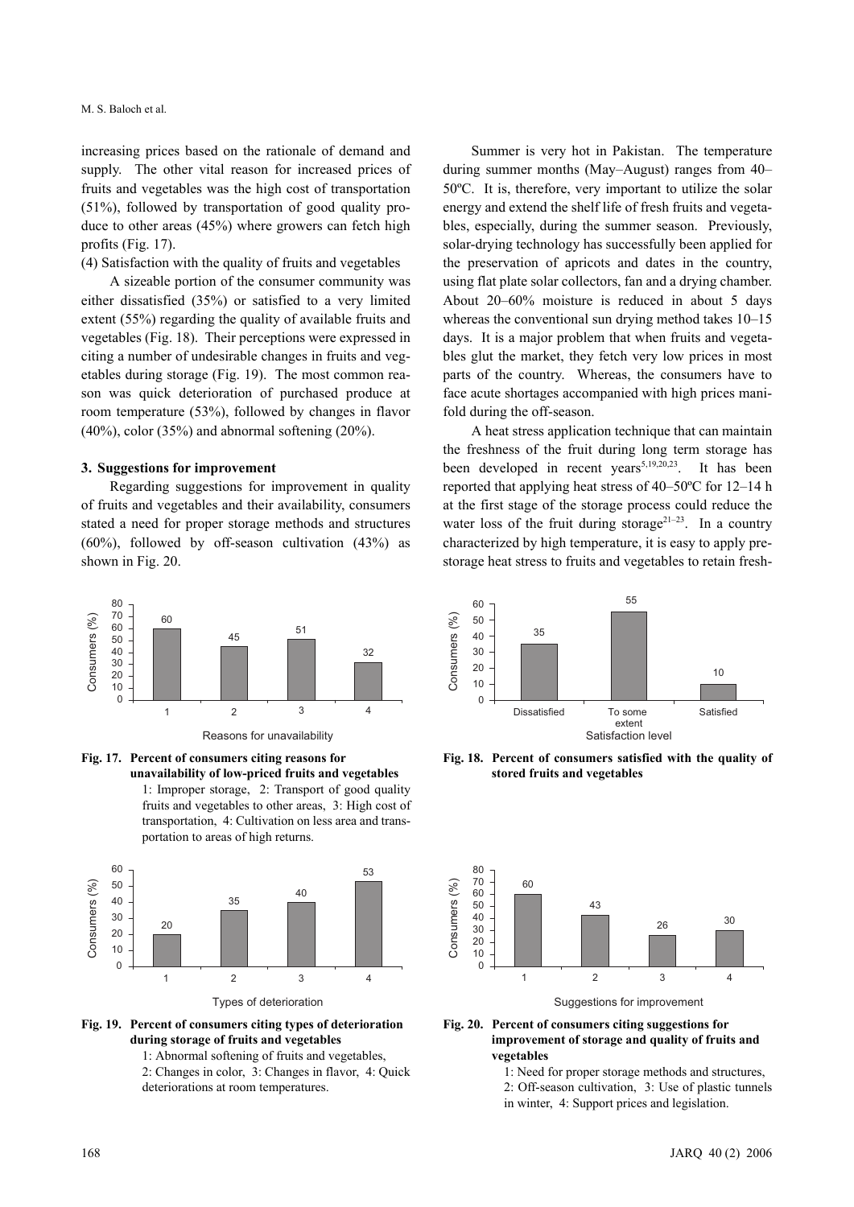increasing prices based on the rationale of demand and supply. The other vital reason for increased prices of fruits and vegetables was the high cost of transportation (51%), followed by transportation of good quality produce to other areas (45%) where growers can fetch high profits (Fig. 17).

(4) Satisfaction with the quality of fruits and vegetables

A sizeable portion of the consumer community was either dissatisfied (35%) or satisfied to a very limited extent (55%) regarding the quality of available fruits and vegetables (Fig. 18). Their perceptions were expressed in citing a number of undesirable changes in fruits and vegetables during storage (Fig. 19). The most common reason was quick deterioration of purchased produce at room temperature (53%), followed by changes in flavor (40%), color (35%) and abnormal softening (20%).

### 3. Suggestions for improvement

Regarding suggestions for improvement in quality of fruits and vegetables and their availability, consumers stated a need for proper storage methods and structures (60%), followed by off-season cultivation (43%) as shown in Fig. 20.

Summer is very hot in Pakistan. The temperature during summer months (May–August) ranges from 40–50ºC. It is, therefore, very important to utilize the solar energy and extend the shelf life of fresh fruits and vegetables, especially, during the summer season. Previously, solar-drying technology has successfully been applied for the preservation of apricots and dates in the country, using flat plate solar collectors, fan and a drying chamber. About 20–60% moisture is reduced in about 5 days whereas the conventional sun drying method takes 10–15 days. It is a major problem that when fruits and vegetables glut the market, they fetch very low prices in most parts of the country. Whereas, the consumers have to face acute shortages accompanied with high prices manifold during the off-season.

A heat stress application technique that can maintain the freshness of the fruit during long term storage has been developed in recent years[5,19,20,23]. It has been reported that applying heat stress of 40–50ºC for 12–14 h at the first stage of the storage process could reduce the water loss of the fruit during storage[21–23]. In a country characterized by high temperature, it is easy to apply pre-storage heat stress to fruits and vegetables to retain fresh-

| Reasons for unavailability | 1 | 2 | 3 | 4 |
|---|---|---|---|---|
| Consumers (%) | 60 | 45 | 51 | 32 |

**Fig. 17. Percent of consumers citing reasons for unavailability of low-priced fruits and vegetables**
1: Improper storage, 2: Transport of good quality fruits and vegetables to other areas, 3: High cost of transportation, 4: Cultivation on less area and transportation to areas of high returns.

| Satisfaction level | Dissatisfied | To some extent | Satisfied |
|---|---|---|---|
| Consumers (%) | 35 | 55 | 10 |

**Fig. 18. Percent of consumers satisfied with the quality of stored fruits and vegetables**

| Types of deterioration | 1 | 2 | 3 | 4 |
|---|---|---|---|---|
| Consumers (%) | 20 | 35 | 40 | 53 |

**Fig. 19. Percent of consumers citing types of deterioration during storage of fruits and vegetables**
1: Abnormal softening of fruits and vegetables, 2: Changes in color, 3: Changes in flavor, 4: Quick deteriorations at room temperatures.

| Suggestions for improvement | 1 | 2 | 3 | 4 |
|---|---|---|---|---|
| Consumers (%) | 60 | 43 | 26 | 30 |

**Fig. 20. Percent of consumers citing suggestions for improvement of storage and quality of fruits and vegetables**
1: Need for proper storage methods and structures, 2: Off-season cultivation, 3: Use of plastic tunnels in winter, 4: Support prices and legislation.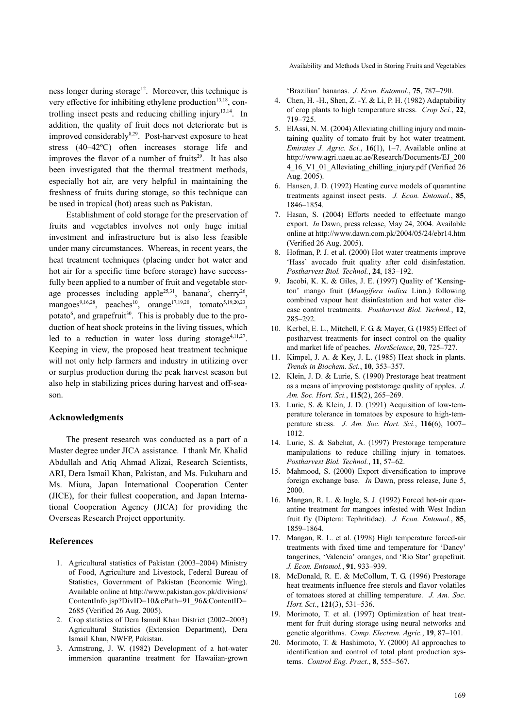ness longer during storage[12]. Moreover, this technique is very effective for inhibiting ethylene production[13,18], controlling insect pests and reducing chilling injury[13,14]. In addition, the quality of fruit does not deteriorate but is improved considerably[8,29]. Post-harvest exposure to heat stress (40–42ºC) often increases storage life and improves the flavor of a number of fruits[29]. It has also been investigated that the thermal treatment methods, especially hot air, are very helpful in maintaining the freshness of fruits during storage, so this technique can be used in tropical (hot) areas such as Pakistan.

Establishment of cold storage for the preservation of fruits and vegetables involves not only huge initial investment and infrastructure but is also less feasible under many circumstances. Whereas, in recent years, the heat treatment techniques (placing under hot water and hot air for a specific time before storage) have successfully been applied to a number of fruit and vegetable storage processes including apple[25,31], banana[3], cherry[26], mangoes[9,16,28], peaches[10], orange[17,19,20], tomato[5,19,20,23], potato[6], and grapefruit[30]. This is probably due to the production of heat shock proteins in the living tissues, which led to a reduction in water loss during storage[4,11,27]. Keeping in view, the proposed heat treatment technique will not only help farmers and industry in utilizing over or surplus production during the peak harvest season but also help in stabilizing prices during harvest and off-season.

## Acknowledgments

The present research was conducted as a part of a Master degree under JICA assistance. I thank Mr. Khalid Abdullah and Atiq Ahmad Alizai, Research Scientists, ARI, Dera Ismail Khan, Pakistan, and Ms. Fukuhara and Ms. Miura, Japan International Cooperation Center (JICE), for their fullest cooperation, and Japan International Cooperation Agency (JICA) for providing the Overseas Research Project opportunity.

## References

1. Agricultural statistics of Pakistan (2003–2004) Ministry of Food, Agriculture and Livestock, Federal Bureau of Statistics, Government of Pakistan (Economic Wing). Available online at http://www.pakistan.gov.pk/divisions/ContentInfo.jsp?DivID=10&cPath=91_96&ContentID=2685 (Verified 26 Aug. 2005).
2. Crop statistics of Dera Ismail Khan District (2002–2003) Agricultural Statistics (Extension Department), Dera Ismail Khan, NWFP, Pakistan.
3. Armstrong, J. W. (1982) Development of a hot-water immersion quarantine treatment for Hawaiian-grown 'Brazilian' bananas. *J. Econ. Entomol.*, **75**, 787–790.
4. Chen, H. -H., Shen, Z. -Y. & Li, P. H. (1982) Adaptability of crop plants to high temperature stress. *Crop Sci.*, **22**, 719–725.
5. ElAssi, N. M. (2004) Alleviating chilling injury and maintaining quality of tomato fruit by hot water treatment. *Emirates J. Agric. Sci.*, **16**(1), 1–7. Available online at http://www.agri.uaeu.ac.ae/Research/Documents/EJ_2004_16_V1_01_Alleviating_chilling_injury.pdf (Verified 26 Aug. 2005).
6. Hansen, J. D. (1992) Heating curve models of quarantine treatments against insect pests. *J. Econ. Entomol.*, **85**, 1846–1854.
7. Hasan, S. (2004) Efforts needed to effectuate mango export. *In* Dawn, press release, May 24, 2004. Available online at http://www.dawn.com.pk/2004/05/24/ebr14.htm (Verified 26 Aug. 2005).
8. Hofman, P. J. et al. (2000) Hot water treatments improve 'Hass' avocado fruit quality after cold disinfestation. *Postharvest Biol. Technol.*, **24**, 183–192.
9. Jacobi, K. K. & Giles, J. E. (1997) Quality of 'Kensington' mango fruit (*Mangifera indica* Linn.) following combined vapour heat disinfestation and hot water disease control treatments. *Postharvest Biol. Technol.*, **12**, 285–292.
10. Kerbel, E. L., Mitchell, F. G. & Mayer, G. (1985) Effect of postharvest treatments for insect control on the quality and market life of peaches. *HortScience*, **20**, 725–727.
11. Kimpel, J. A. & Key, J. L. (1985) Heat shock in plants. *Trends in Biochem. Sci.*, **10**, 353–357.
12. Klein, J. D. & Lurie, S. (1990) Prestorage heat treatment as a means of improving poststorage quality of apples. *J. Am. Soc. Hort. Sci.*, **115**(2), 265–269.
13. Lurie, S. & Klein, J. D. (1991) Acquisition of low-temperature tolerance in tomatoes by exposure to high-temperature stress. *J. Am. Soc. Hort. Sci.*, **116**(6), 1007–1012.
14. Lurie, S. & Sabehat, A. (1997) Prestorage temperature manipulations to reduce chilling injury in tomatoes. *Postharvest Biol. Technol.*, **11**, 57–62.
15. Mahmood, S. (2000) Export diversification to improve foreign exchange base. *In* Dawn, press release, June 5, 2000.
16. Mangan, R. L. & Ingle, S. J. (1992) Forced hot-air quarantine treatment for mangoes infested with West Indian fruit fly (Diptera: Tephritidae). *J. Econ. Entomol.*, **85**, 1859–1864.
17. Mangan, R. L. et al. (1998) High temperature forced-air treatments with fixed time and temperature for 'Dancy' tangerines, 'Valencia' oranges, and 'Rio Star' grapefruit. *J. Econ. Entomol.*, **91**, 933–939.
18. McDonald, R. E. & McCollum, T. G. (1996) Prestorage heat treatments influence free sterols and flavor volatiles of tomatoes stored at chilling temperature. *J. Am. Soc. Hort. Sci.*, **121**(3), 531–536.
19. Morimoto, T. et al. (1997) Optimization of heat treatment for fruit during storage using neural networks and genetic algorithms. *Comp. Electron. Agric.*, **19**, 87–101.
20. Morimoto, T. & Hashimoto, Y. (2000) AI approaches to identification and control of total plant production systems. *Control Eng. Pract.*, **8**, 555–567.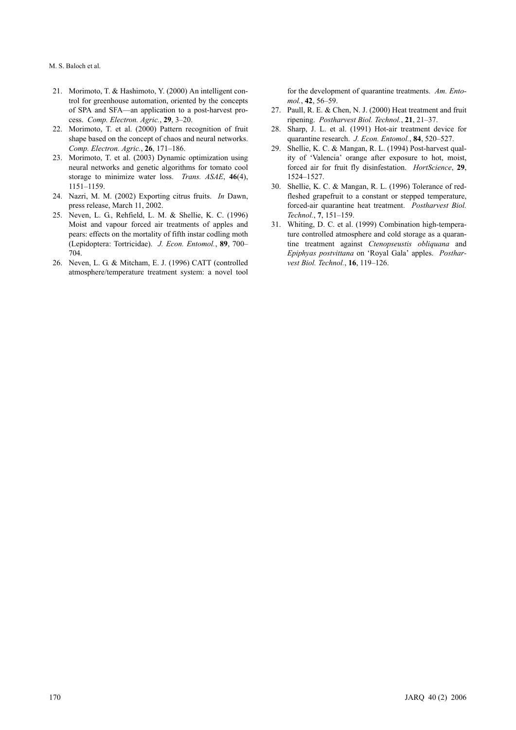21. Morimoto, T. & Hashimoto, Y. (2000) An intelligent control for greenhouse automation, oriented by the concepts of SPA and SFA—an application to a post-harvest process. *Comp. Electron. Agric.*, **29**, 3–20.
22. Morimoto, T. et al. (2000) Pattern recognition of fruit shape based on the concept of chaos and neural networks. *Comp. Electron. Agric.*, **26**, 171–186.
23. Morimoto, T. et al. (2003) Dynamic optimization using neural networks and genetic algorithms for tomato cool storage to minimize water loss. *Trans. ASAE*, **46**(4), 1151–1159.
24. Nazri, M. M. (2002) Exporting citrus fruits. *In* Dawn, press release, March 11, 2002.
25. Neven, L. G., Rehfield, L. M. & Shellie, K. C. (1996) Moist and vapour forced air treatments of apples and pears: effects on the mortality of fifth instar codling moth (Lepidoptera: Tortricidae). *J. Econ. Entomol.*, **89**, 700–704.
26. Neven, L. G. & Mitcham, E. J. (1996) CATT (controlled atmosphere/temperature treatment system: a novel tool for the development of quarantine treatments. *Am. Entomol.*, **42**, 56–59.
27. Paull, R. E. & Chen, N. J. (2000) Heat treatment and fruit ripening. *Postharvest Biol. Technol.*, **21**, 21–37.
28. Sharp, J. L. et al. (1991) Hot-air treatment device for quarantine research. *J. Econ. Entomol.*, **84**, 520–527.
29. Shellie, K. C. & Mangan, R. L. (1994) Post-harvest quality of 'Valencia' orange after exposure to hot, moist, forced air for fruit fly disinfestation. *HortScience*, **29**, 1524–1527.
30. Shellie, K. C. & Mangan, R. L. (1996) Tolerance of red-fleshed grapefruit to a constant or stepped temperature, forced-air quarantine heat treatment. *Postharvest Biol. Technol.*, **7**, 151–159.
31. Whiting, D. C. et al. (1999) Combination high-temperature controlled atmosphere and cold storage as a quarantine treatment against *Ctenopseustis obliquana* and *Epiphyas postvittana* on 'Royal Gala' apples. *Postharvest Biol. Technol.*, **16**, 119–126.